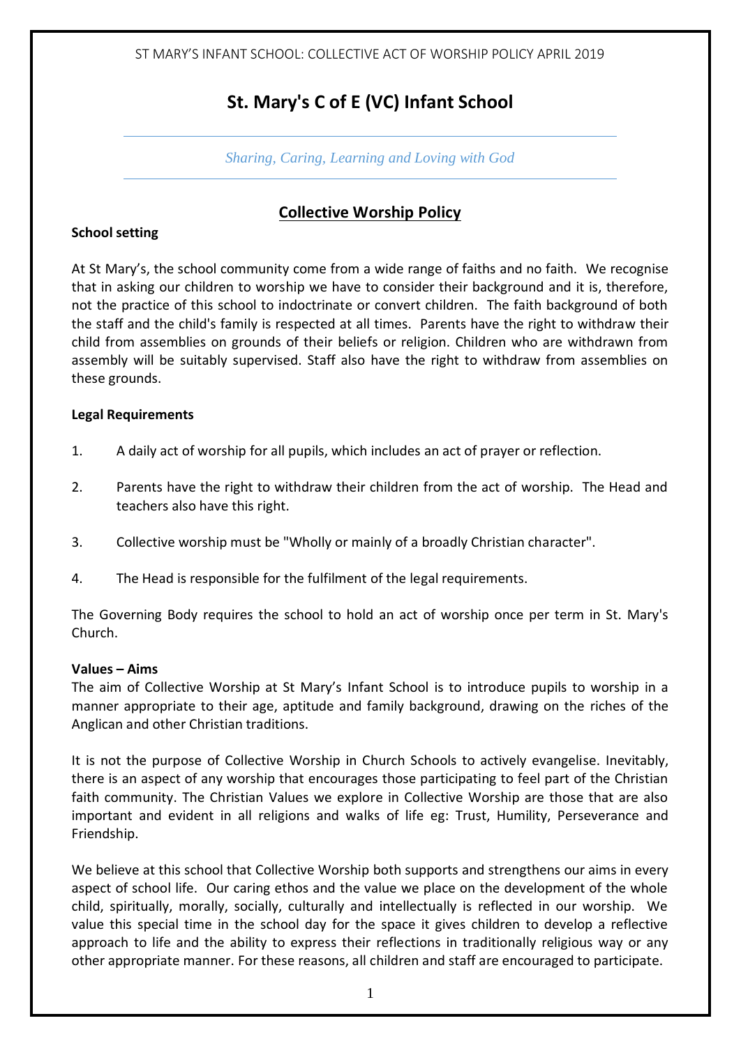# St. Mary's C of E (VC) Infant School

*Sharing, Caring, Learning and Loving with God*

## Collective Worship Policy

**School setting**

At St Mary's, the school community come from a wide range of faiths and no faith. We recognise that in asking our children to worship we have to consider their background and it is, therefore, not the practice of this school to indoctrinate or convert children. The faith background of both the staff and the child's family is respected at all times. Parents have the right to withdraw their child from assemblies on grounds of their beliefs or religion. Children who are withdrawn from assembly will be suitably supervised. Staff also have the right to withdraw from assemblies on these grounds.

**Legal Requirements**

1. A daily act of worship for all pupils, which includes an act of prayer or reflection.
2. Parents have the right to withdraw their children from the act of worship. The Head and teachers also have this right.
3. Collective worship must be "Wholly or mainly of a broadly Christian character".
4. The Head is responsible for the fulfilment of the legal requirements.

The Governing Body requires the school to hold an act of worship once per term in St. Mary's Church.

**Values – Aims**

The aim of Collective Worship at St Mary's Infant School is to introduce pupils to worship in a manner appropriate to their age, aptitude and family background, drawing on the riches of the Anglican and other Christian traditions.

It is not the purpose of Collective Worship in Church Schools to actively evangelise. Inevitably, there is an aspect of any worship that encourages those participating to feel part of the Christian faith community. The Christian Values we explore in Collective Worship are those that are also important and evident in all religions and walks of life eg: Trust, Humility, Perseverance and Friendship.

We believe at this school that Collective Worship both supports and strengthens our aims in every aspect of school life. Our caring ethos and the value we place on the development of the whole child, spiritually, morally, socially, culturally and intellectually is reflected in our worship. We value this special time in the school day for the space it gives children to develop a reflective approach to life and the ability to express their reflections in traditionally religious way or any other appropriate manner. For these reasons, all children and staff are encouraged to participate.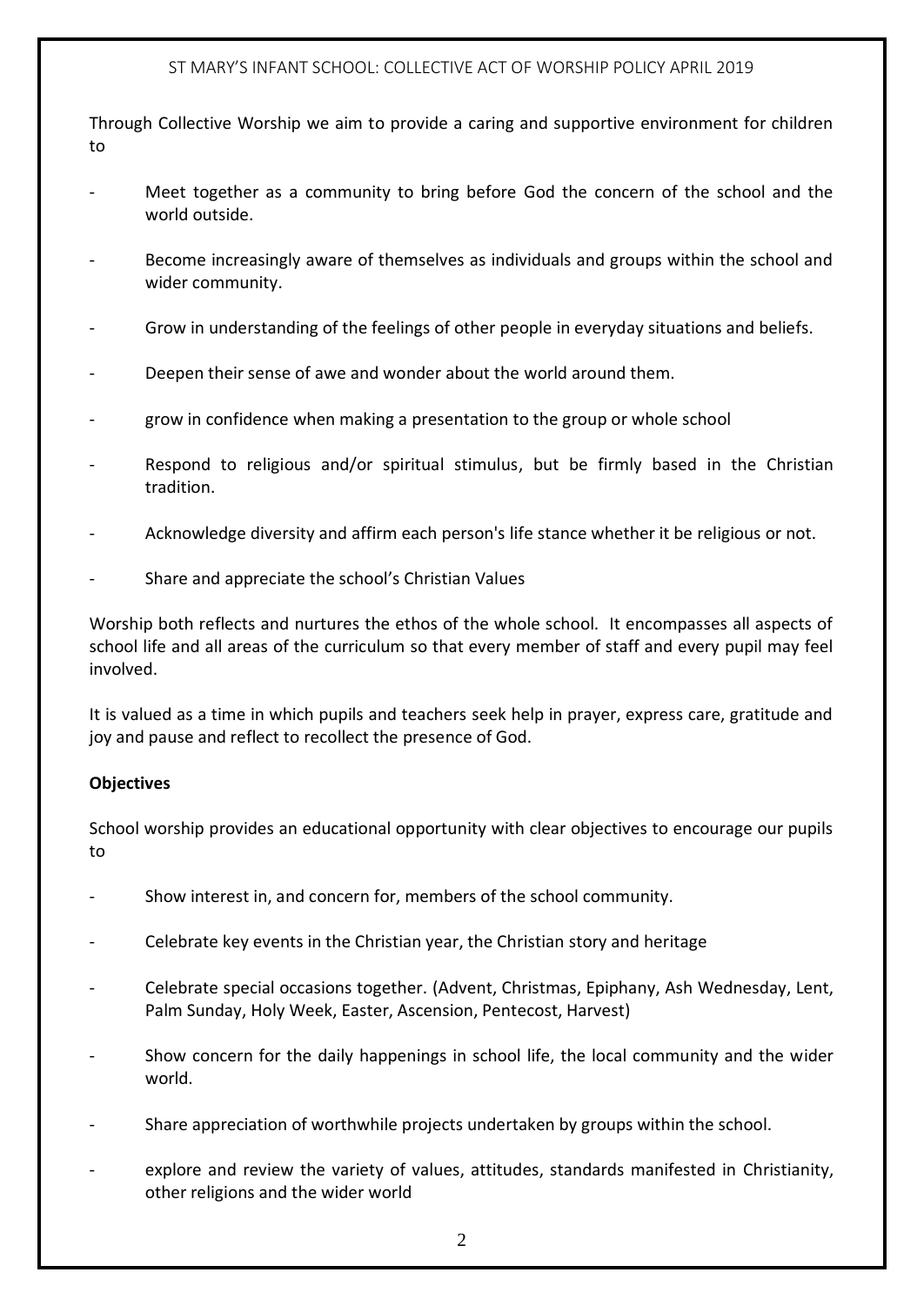Through Collective Worship we aim to provide a caring and supportive environment for children to

- Meet together as a community to bring before God the concern of the school and the world outside.
- Become increasingly aware of themselves as individuals and groups within the school and wider community.
- Grow in understanding of the feelings of other people in everyday situations and beliefs.
- Deepen their sense of awe and wonder about the world around them.
- grow in confidence when making a presentation to the group or whole school
- Respond to religious and/or spiritual stimulus, but be firmly based in the Christian tradition.
- Acknowledge diversity and affirm each person's life stance whether it be religious or not.
- Share and appreciate the school's Christian Values

Worship both reflects and nurtures the ethos of the whole school. It encompasses all aspects of school life and all areas of the curriculum so that every member of staff and every pupil may feel involved.

It is valued as a time in which pupils and teachers seek help in prayer, express care, gratitude and joy and pause and reflect to recollect the presence of God.

**Objectives**

School worship provides an educational opportunity with clear objectives to encourage our pupils to

- Show interest in, and concern for, members of the school community.
- Celebrate key events in the Christian year, the Christian story and heritage
- Celebrate special occasions together. (Advent, Christmas, Epiphany, Ash Wednesday, Lent, Palm Sunday, Holy Week, Easter, Ascension, Pentecost, Harvest)
- Show concern for the daily happenings in school life, the local community and the wider world.
- Share appreciation of worthwhile projects undertaken by groups within the school.
- explore and review the variety of values, attitudes, standards manifested in Christianity, other religions and the wider world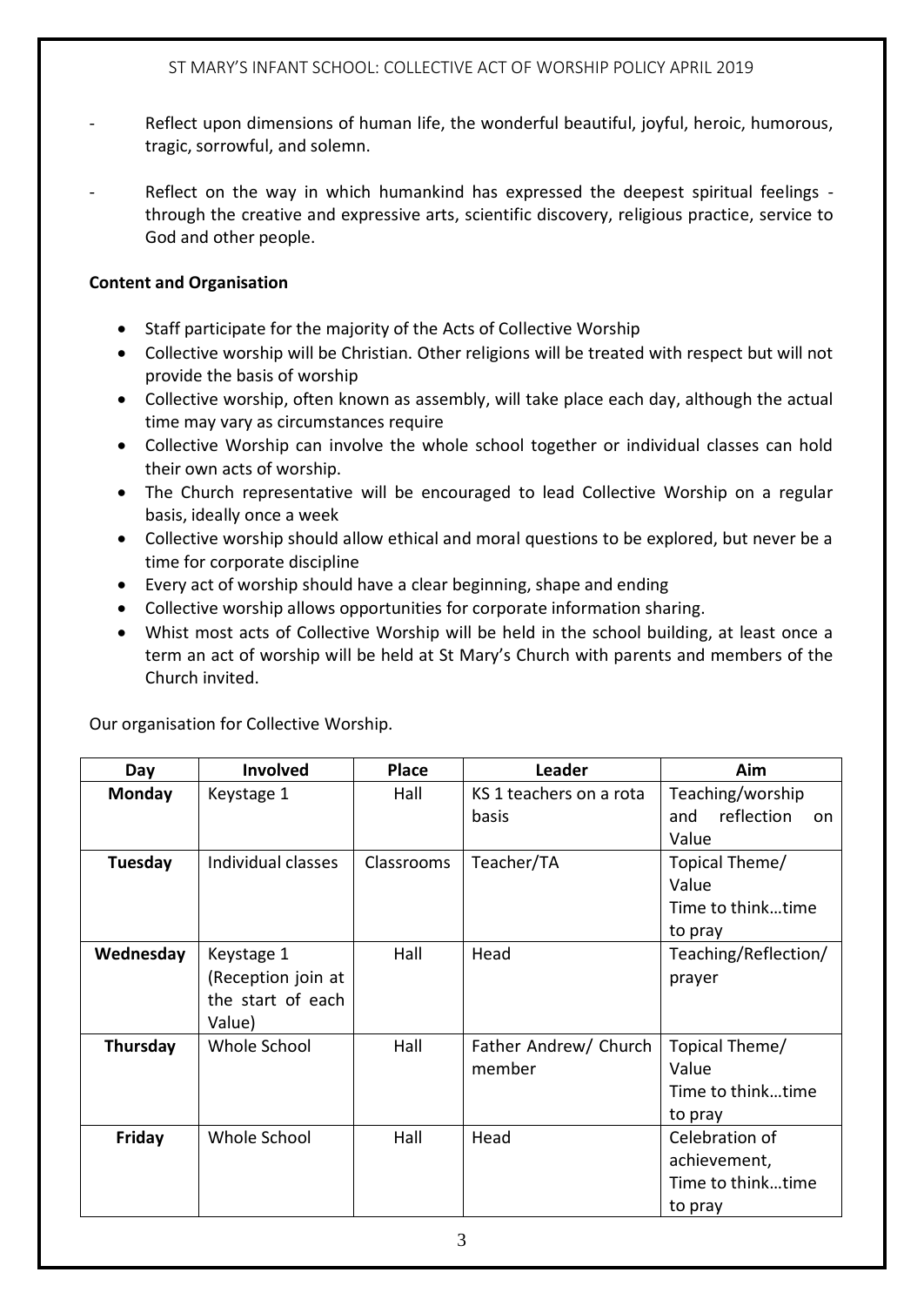- Reflect upon dimensions of human life, the wonderful beautiful, joyful, heroic, humorous, tragic, sorrowful, and solemn.
- Reflect on the way in which humankind has expressed the deepest spiritual feelings - through the creative and expressive arts, scientific discovery, religious practice, service to God and other people.

**Content and Organisation**

- Staff participate for the majority of the Acts of Collective Worship
- Collective worship will be Christian. Other religions will be treated with respect but will not provide the basis of worship
- Collective worship, often known as assembly, will take place each day, although the actual time may vary as circumstances require
- Collective Worship can involve the whole school together or individual classes can hold their own acts of worship.
- The Church representative will be encouraged to lead Collective Worship on a regular basis, ideally once a week
- Collective worship should allow ethical and moral questions to be explored, but never be a time for corporate discipline
- Every act of worship should have a clear beginning, shape and ending
- Collective worship allows opportunities for corporate information sharing.
- Whist most acts of Collective Worship will be held in the school building, at least once a term an act of worship will be held at St Mary's Church with parents and members of the Church invited.

Our organisation for Collective Worship.

| Day | Involved | Place | Leader | Aim |
|---|---|---|---|---|
| **Monday** | Keystage 1 | Hall | KS 1 teachers on a rota basis | Teaching/worship and reflection on Value |
| **Tuesday** | Individual classes | Classrooms | Teacher/TA | Topical Theme/ Value Time to think…time to pray |
| **Wednesday** | Keystage 1 (Reception join at the start of each Value) | Hall | Head | Teaching/Reflection/ prayer |
| **Thursday** | Whole School | Hall | Father Andrew/ Church member | Topical Theme/ Value Time to think…time to pray |
| **Friday** | Whole School | Hall | Head | Celebration of achievement, Time to think…time to pray |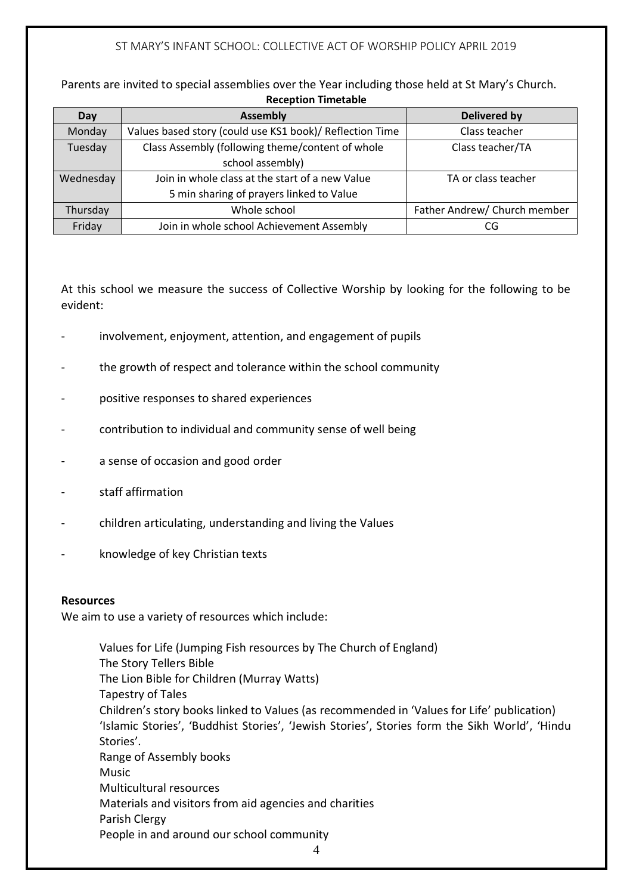Parents are invited to special assemblies over the Year including those held at St Mary's Church.

**Reception Timetable**

| Day | Assembly | Delivered by |
|---|---|---|
| Monday | Values based story (could use KS1 book)/ Reflection Time | Class teacher |
| Tuesday | Class Assembly (following theme/content of whole school assembly) | Class teacher/TA |
| Wednesday | Join in whole class at the start of a new Value<br>5 min sharing of prayers linked to Value | TA or class teacher |
| Thursday | Whole school | Father Andrew/ Church member |
| Friday | Join in whole school Achievement Assembly | CG |

At this school we measure the success of Collective Worship by looking for the following to be evident:

- involvement, enjoyment, attention, and engagement of pupils
- the growth of respect and tolerance within the school community
- positive responses to shared experiences
- contribution to individual and community sense of well being
- a sense of occasion and good order
- staff affirmation
- children articulating, understanding and living the Values
- knowledge of key Christian texts

**Resources**

We aim to use a variety of resources which include:

Values for Life (Jumping Fish resources by The Church of England)
The Story Tellers Bible
The Lion Bible for Children (Murray Watts)
Tapestry of Tales
Children's story books linked to Values (as recommended in 'Values for Life' publication)
'Islamic Stories', 'Buddhist Stories', 'Jewish Stories', Stories form the Sikh World', 'Hindu Stories'.
Range of Assembly books
Music
Multicultural resources
Materials and visitors from aid agencies and charities
Parish Clergy
People in and around our school community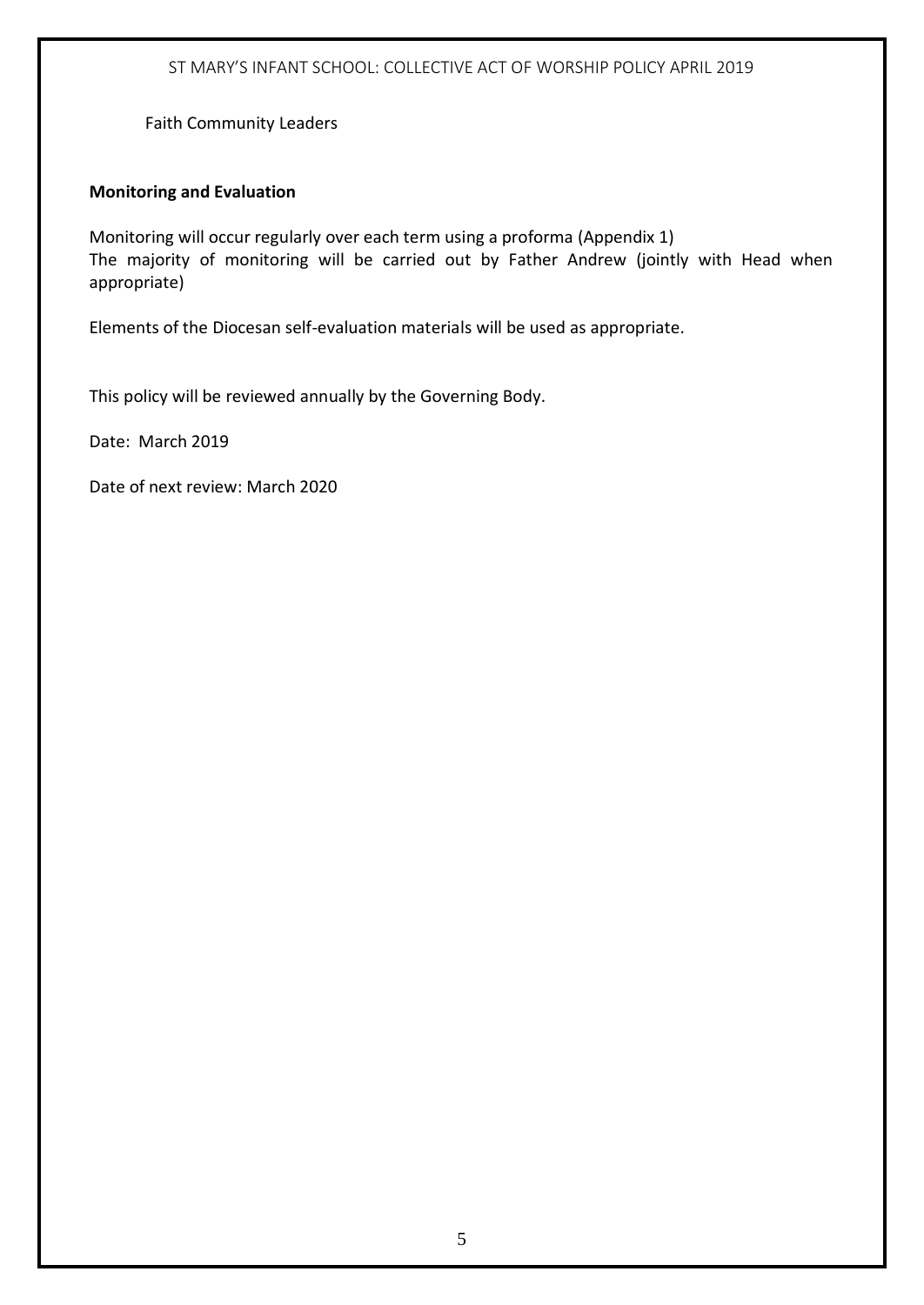Faith Community Leaders

**Monitoring and Evaluation**

Monitoring will occur regularly over each term using a proforma (Appendix 1)
The majority of monitoring will be carried out by Father Andrew (jointly with Head when appropriate)

Elements of the Diocesan self-evaluation materials will be used as appropriate.

This policy will be reviewed annually by the Governing Body.

Date: March 2019

Date of next review: March 2020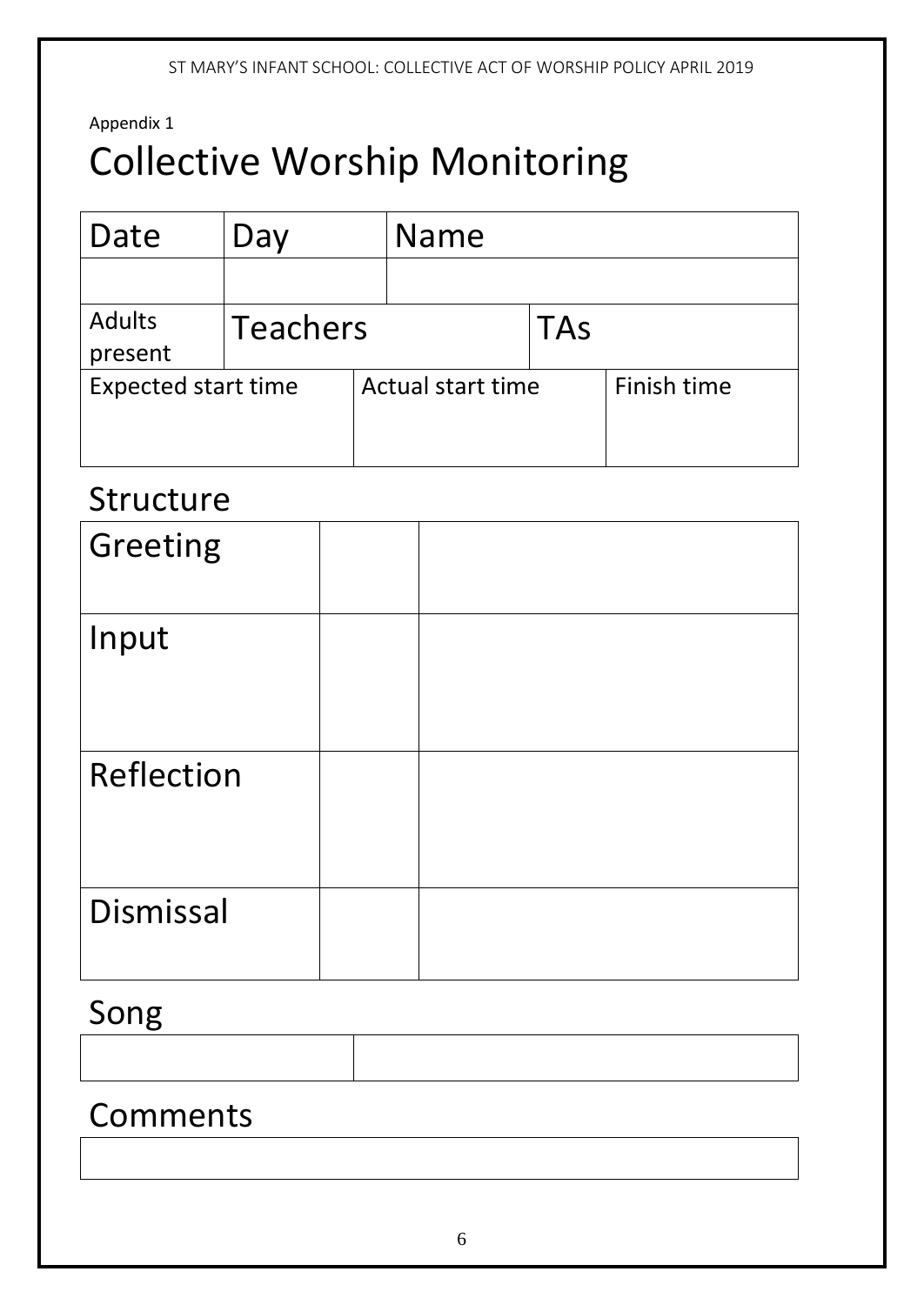Appendix 1

# Collective Worship Monitoring

| Date | Day | Name |
|---|---|---|
| | | |

| Adults present | Teachers | TAs |
|---|---|---|

| Expected start time | Actual start time | Finish time |
|---|---|---|
| | | |

## Structure

| | | |
|---|---|---|
| Greeting | | |
| Input | | |
| Reflection | | |
| Dismissal | | |

## Song

| | |
|---|---|
| | |

## Comments

| |
|---|
| |